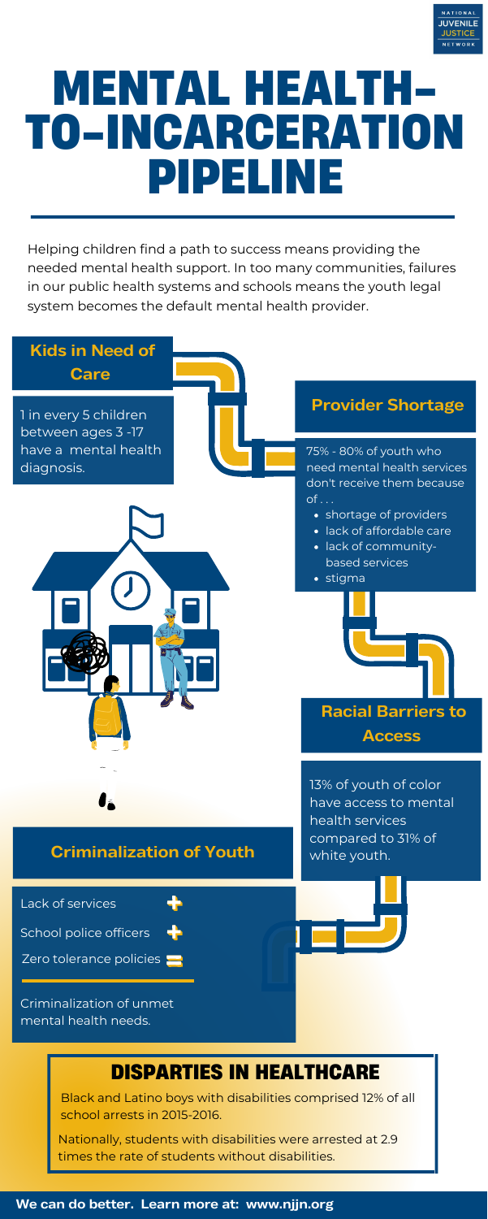# MENTAL HEALTH-TO-INCARCERATION PIPELINE

Helping children find a path to success means providing the needed mental health support. In too many communities, failures in our public health systems and schools means the youth legal system becomes the default mental health provider.

## Kids in Need of Care

1 in every 5 children between ages 3 -17 have a mental health diagnosis.

## Provider Shortage

75% - 80% of youth who need mental health services don't receive them because of . . .

- shortage of providers
- lack of affordable care
- lack of community-based services
- stigma

## Racial Barriers to Access

13% of youth of color have access to mental health services compared to 31% of white youth.

## Criminalization of Youth

Lack of services +
School police officers +
Zero tolerance policies =

Criminalization of unmet mental health needs.

## DISPARTIES IN HEALTHCARE

Black and Latino boys with disabilities comprised 12% of all school arrests in 2015-2016.

Nationally, students with disabilities were arrested at 2.9 times the rate of students without disabilities.

**We can do better. Learn more at: www.njjn.org**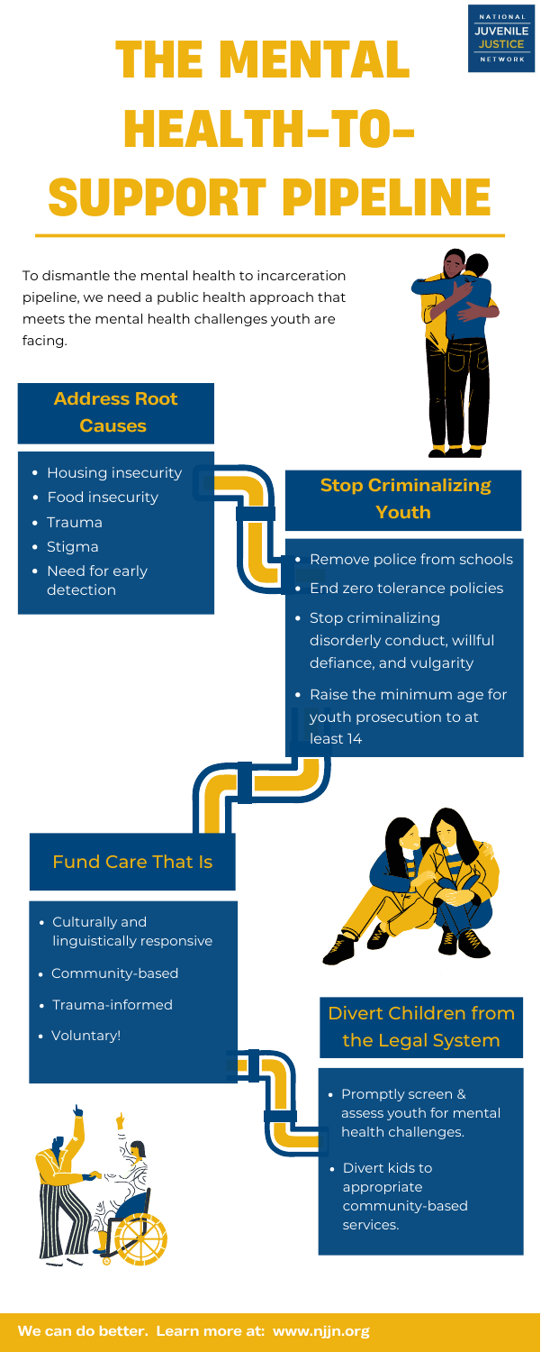# THE MENTAL HEALTH-TO-SUPPORT PIPELINE

NATIONAL JUVENILE JUSTICE NETWORK

To dismantle the mental health to incarceration pipeline, we need a public health approach that meets the mental health challenges youth are facing.

## Address Root Causes

- Housing insecurity
- Food insecurity
- Trauma
- Stigma
- Need for early detection

## Stop Criminalizing Youth

- Remove police from schools
- End zero tolerance policies
- Stop criminalizing disorderly conduct, willful defiance, and vulgarity
- Raise the minimum age for youth prosecution to at least 14

## Fund Care That Is

- Culturally and linguistically responsive
- Community-based
- Trauma-informed
- Voluntary!

## Divert Children from the Legal System

- Promptly screen & assess youth for mental health challenges.
- Divert kids to appropriate community-based services.

**We can do better. Learn more at: www.njjn.org**